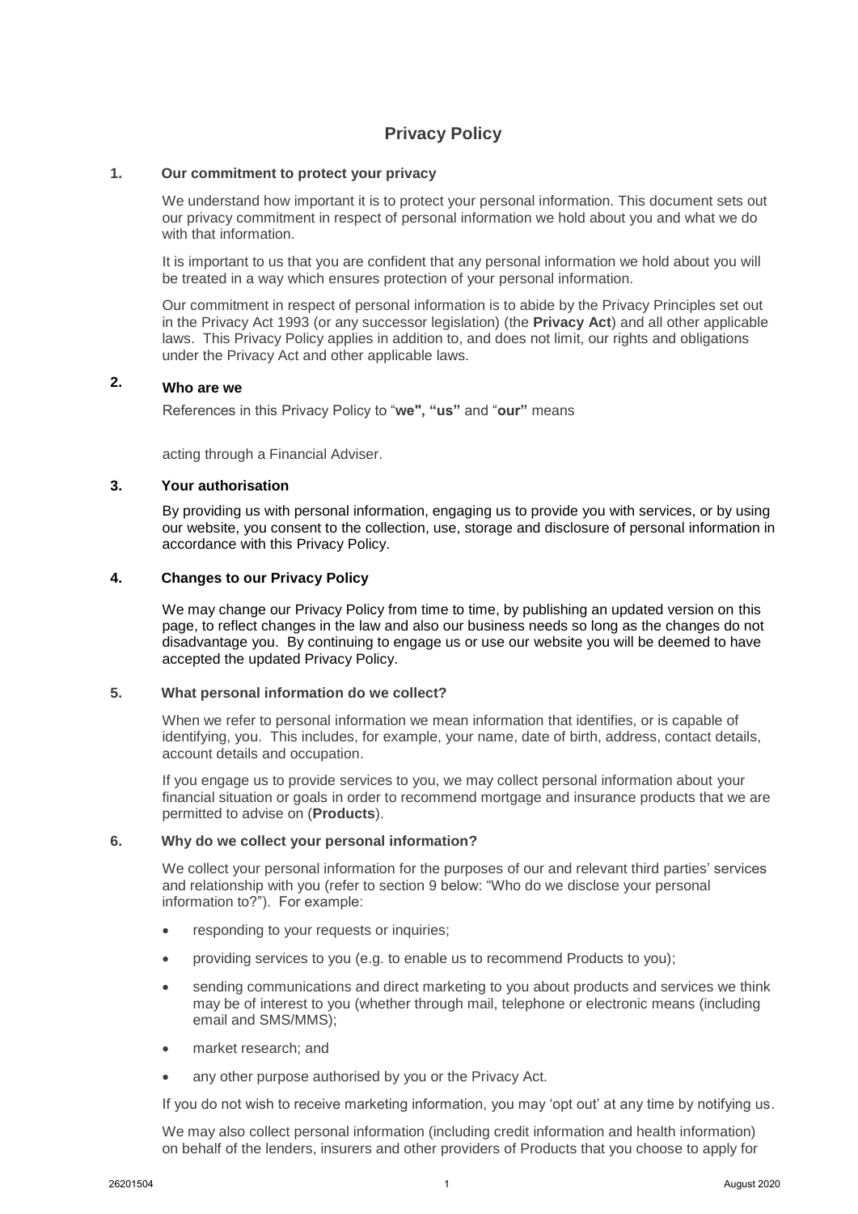# Privacy Policy

## 1. Our commitment to protect your privacy

We understand how important it is to protect your personal information. This document sets out our privacy commitment in respect of personal information we hold about you and what we do with that information.

It is important to us that you are confident that any personal information we hold about you will be treated in a way which ensures protection of your personal information.

Our commitment in respect of personal information is to abide by the Privacy Principles set out in the Privacy Act 1993 (or any successor legislation) (the **Privacy Act**) and all other applicable laws. This Privacy Policy applies in addition to, and does not limit, our rights and obligations under the Privacy Act and other applicable laws.

## 2. Who are we

References in this Privacy Policy to "**we", "us"** and "**our"** means

acting through a Financial Adviser.

## 3. Your authorisation

By providing us with personal information, engaging us to provide you with services, or by using our website, you consent to the collection, use, storage and disclosure of personal information in accordance with this Privacy Policy.

## 4. Changes to our Privacy Policy

We may change our Privacy Policy from time to time, by publishing an updated version on this page, to reflect changes in the law and also our business needs so long as the changes do not disadvantage you. By continuing to engage us or use our website you will be deemed to have accepted the updated Privacy Policy.

## 5. What personal information do we collect?

When we refer to personal information we mean information that identifies, or is capable of identifying, you. This includes, for example, your name, date of birth, address, contact details, account details and occupation.

If you engage us to provide services to you, we may collect personal information about your financial situation or goals in order to recommend mortgage and insurance products that we are permitted to advise on (**Products**).

## 6. Why do we collect your personal information?

We collect your personal information for the purposes of our and relevant third parties' services and relationship with you (refer to section 9 below: "Who do we disclose your personal information to?"). For example:

- responding to your requests or inquiries;
- providing services to you (e.g. to enable us to recommend Products to you);
- sending communications and direct marketing to you about products and services we think may be of interest to you (whether through mail, telephone or electronic means (including email and SMS/MMS);
- market research; and
- any other purpose authorised by you or the Privacy Act.

If you do not wish to receive marketing information, you may 'opt out' at any time by notifying us.

We may also collect personal information (including credit information and health information) on behalf of the lenders, insurers and other providers of Products that you choose to apply for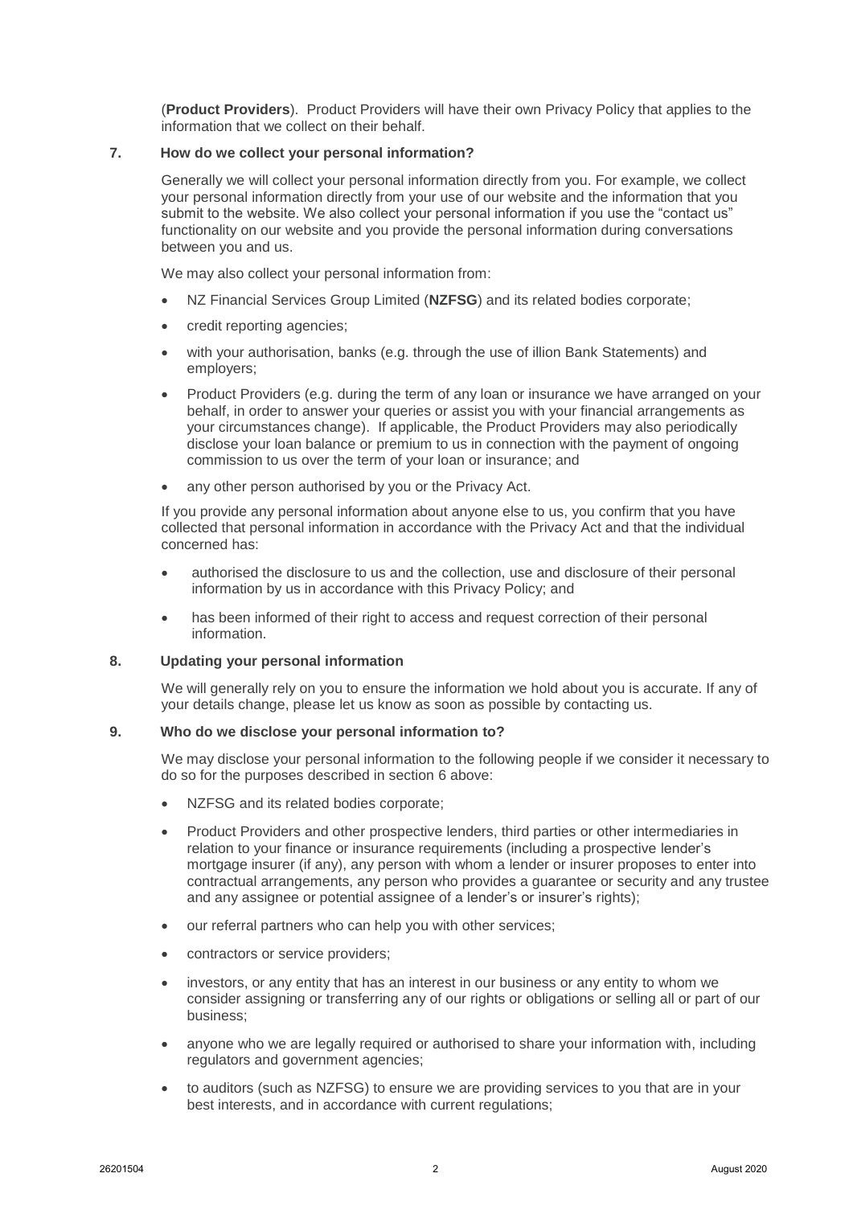(**Product Providers**). Product Providers will have their own Privacy Policy that applies to the information that we collect on their behalf.

## 7. How do we collect your personal information?

Generally we will collect your personal information directly from you. For example, we collect your personal information directly from your use of our website and the information that you submit to the website. We also collect your personal information if you use the "contact us" functionality on our website and you provide the personal information during conversations between you and us.

We may also collect your personal information from:

- NZ Financial Services Group Limited (**NZFSG**) and its related bodies corporate;
- credit reporting agencies;
- with your authorisation, banks (e.g. through the use of illion Bank Statements) and employers;
- Product Providers (e.g. during the term of any loan or insurance we have arranged on your behalf, in order to answer your queries or assist you with your financial arrangements as your circumstances change). If applicable, the Product Providers may also periodically disclose your loan balance or premium to us in connection with the payment of ongoing commission to us over the term of your loan or insurance; and
- any other person authorised by you or the Privacy Act.

If you provide any personal information about anyone else to us, you confirm that you have collected that personal information in accordance with the Privacy Act and that the individual concerned has:

- authorised the disclosure to us and the collection, use and disclosure of their personal information by us in accordance with this Privacy Policy; and
- has been informed of their right to access and request correction of their personal information.

## 8. Updating your personal information

We will generally rely on you to ensure the information we hold about you is accurate. If any of your details change, please let us know as soon as possible by contacting us.

## 9. Who do we disclose your personal information to?

We may disclose your personal information to the following people if we consider it necessary to do so for the purposes described in section 6 above:

- NZFSG and its related bodies corporate;
- Product Providers and other prospective lenders, third parties or other intermediaries in relation to your finance or insurance requirements (including a prospective lender's mortgage insurer (if any), any person with whom a lender or insurer proposes to enter into contractual arrangements, any person who provides a guarantee or security and any trustee and any assignee or potential assignee of a lender's or insurer's rights);
- our referral partners who can help you with other services;
- contractors or service providers;
- investors, or any entity that has an interest in our business or any entity to whom we consider assigning or transferring any of our rights or obligations or selling all or part of our business;
- anyone who we are legally required or authorised to share your information with, including regulators and government agencies;
- to auditors (such as NZFSG) to ensure we are providing services to you that are in your best interests, and in accordance with current regulations;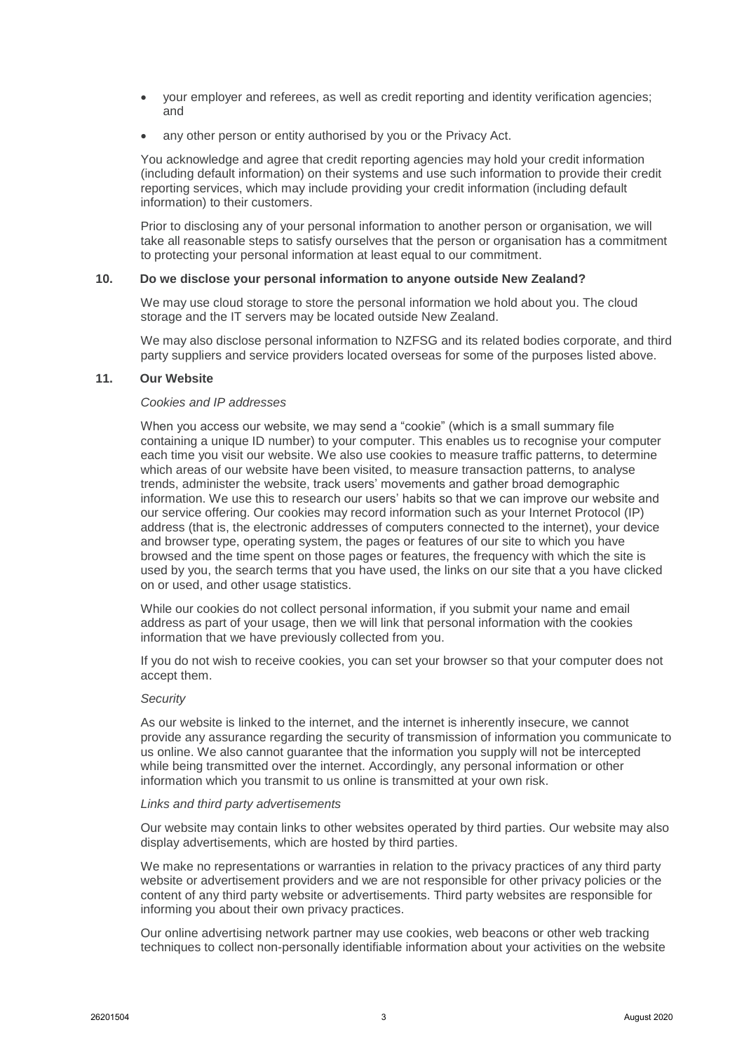- your employer and referees, as well as credit reporting and identity verification agencies; and
- any other person or entity authorised by you or the Privacy Act.

You acknowledge and agree that credit reporting agencies may hold your credit information (including default information) on their systems and use such information to provide their credit reporting services, which may include providing your credit information (including default information) to their customers.

Prior to disclosing any of your personal information to another person or organisation, we will take all reasonable steps to satisfy ourselves that the person or organisation has a commitment to protecting your personal information at least equal to our commitment.

## 10. Do we disclose your personal information to anyone outside New Zealand?

We may use cloud storage to store the personal information we hold about you. The cloud storage and the IT servers may be located outside New Zealand.

We may also disclose personal information to NZFSG and its related bodies corporate, and third party suppliers and service providers located overseas for some of the purposes listed above.

## 11. Our Website

*Cookies and IP addresses*

When you access our website, we may send a "cookie" (which is a small summary file containing a unique ID number) to your computer. This enables us to recognise your computer each time you visit our website. We also use cookies to measure traffic patterns, to determine which areas of our website have been visited, to measure transaction patterns, to analyse trends, administer the website, track users' movements and gather broad demographic information. We use this to research our users' habits so that we can improve our website and our service offering. Our cookies may record information such as your Internet Protocol (IP) address (that is, the electronic addresses of computers connected to the internet), your device and browser type, operating system, the pages or features of our site to which you have browsed and the time spent on those pages or features, the frequency with which the site is used by you, the search terms that you have used, the links on our site that a you have clicked on or used, and other usage statistics.

While our cookies do not collect personal information, if you submit your name and email address as part of your usage, then we will link that personal information with the cookies information that we have previously collected from you.

If you do not wish to receive cookies, you can set your browser so that your computer does not accept them.

*Security*

As our website is linked to the internet, and the internet is inherently insecure, we cannot provide any assurance regarding the security of transmission of information you communicate to us online. We also cannot guarantee that the information you supply will not be intercepted while being transmitted over the internet. Accordingly, any personal information or other information which you transmit to us online is transmitted at your own risk.

*Links and third party advertisements*

Our website may contain links to other websites operated by third parties. Our website may also display advertisements, which are hosted by third parties.

We make no representations or warranties in relation to the privacy practices of any third party website or advertisement providers and we are not responsible for other privacy policies or the content of any third party website or advertisements. Third party websites are responsible for informing you about their own privacy practices.

Our online advertising network partner may use cookies, web beacons or other web tracking techniques to collect non-personally identifiable information about your activities on the website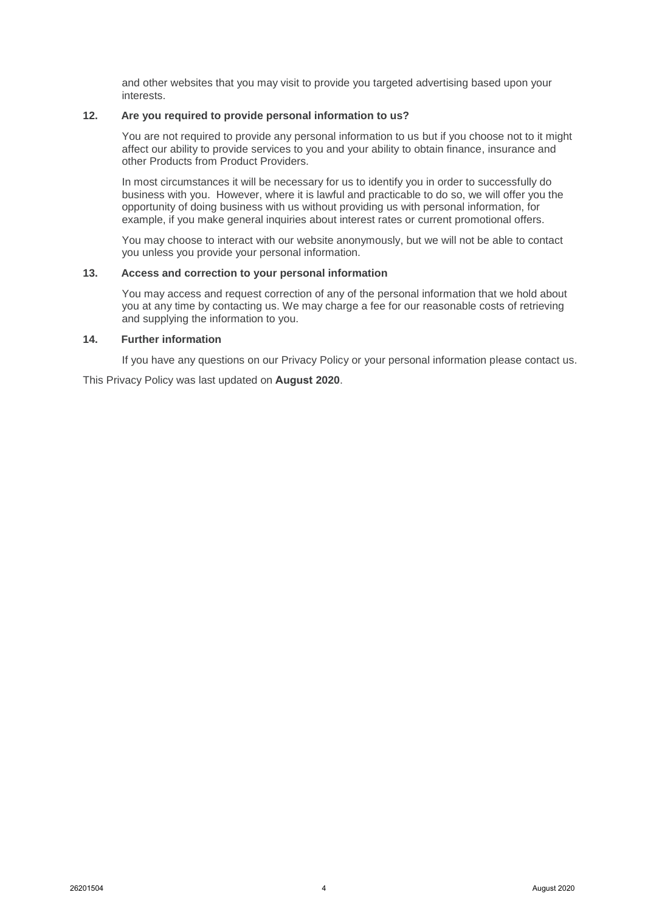and other websites that you may visit to provide you targeted advertising based upon your interests.

## 12. Are you required to provide personal information to us?

You are not required to provide any personal information to us but if you choose not to it might affect our ability to provide services to you and your ability to obtain finance, insurance and other Products from Product Providers.

In most circumstances it will be necessary for us to identify you in order to successfully do business with you. However, where it is lawful and practicable to do so, we will offer you the opportunity of doing business with us without providing us with personal information, for example, if you make general inquiries about interest rates or current promotional offers.

You may choose to interact with our website anonymously, but we will not be able to contact you unless you provide your personal information.

## 13. Access and correction to your personal information

You may access and request correction of any of the personal information that we hold about you at any time by contacting us. We may charge a fee for our reasonable costs of retrieving and supplying the information to you.

## 14. Further information

If you have any questions on our Privacy Policy or your personal information please contact us.

This Privacy Policy was last updated on **August 2020**.